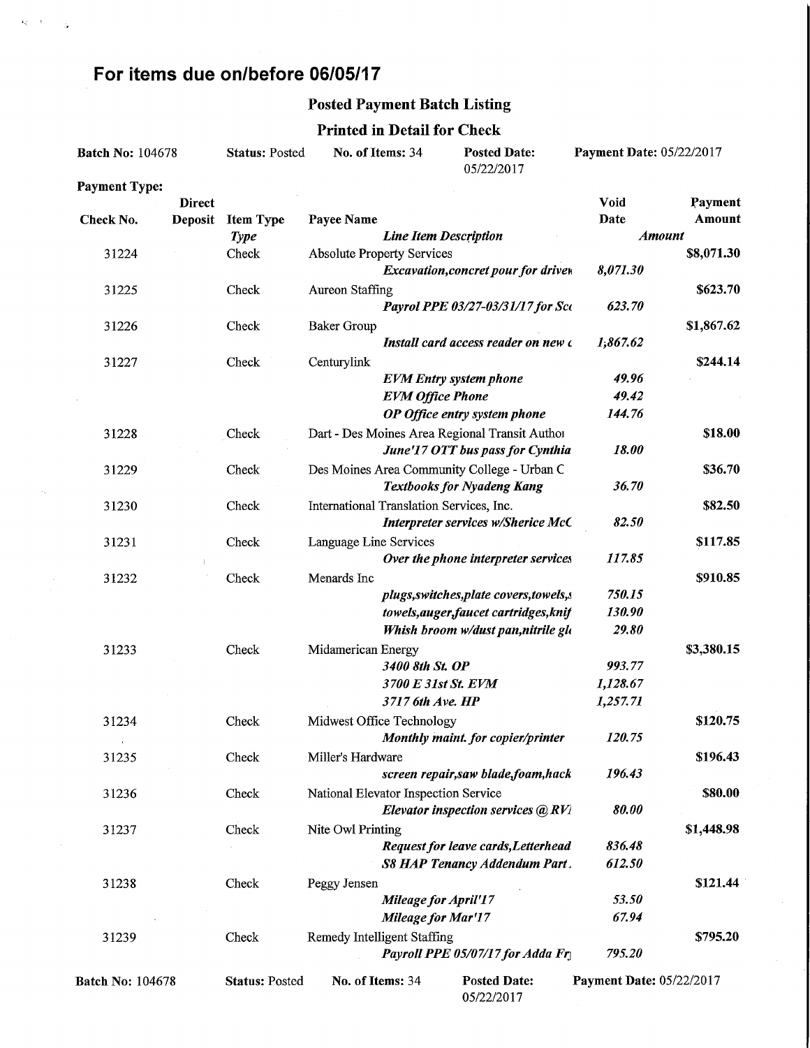# For items due on/before 06/05/17

## Posted Payment Batch Listing

### Printed in Detail for Check

**Batch No:** 104678 **Status:** Posted **No. of Items:** 34 **Posted Date:** 05/22/2017 **Payment Date:** 05/22/2017

**Payment Type:**

| Check No. | Direct Deposit | Item Type | Payee Name | Void Date | Payment Amount |
|---|---|---|---|---|---|
| | | *Type* | *Line Item Description* | *Amount* | |
| 31224 | | Check | Absolute Property Services | | $8,071.30 |
| | | | ***Excavation,concret pour for driven*** | ***8,071.30*** | |
| 31225 | | Check | Aureon Staffing | | $623.70 |
| | | | ***Payrol PPE 03/27-03/31/17 for Sco*** | ***623.70*** | |
| 31226 | | Check | Baker Group | | $1,867.62 |
| | | | ***Install card access reader on new c*** | ***1,867.62*** | |
| 31227 | | Check | Centurylink | | $244.14 |
| | | | ***EVM Entry system phone*** | ***49.96*** | |
| | | | ***EVM Office Phone*** | ***49.42*** | |
| | | | ***OP Office entry system phone*** | ***144.76*** | |
| 31228 | | Check | Dart - Des Moines Area Regional Transit Authoi | | $18.00 |
| | | | ***June'17 OTT bus pass for Cynthia*** | ***18.00*** | |
| 31229 | | Check | Des Moines Area Community College - Urban C | | $36.70 |
| | | | ***Textbooks for Nyadeng Kang*** | ***36.70*** | |
| 31230 | | Check | International Translation Services, Inc. | | $82.50 |
| | | | ***Interpreter services w/Sherice McC*** | ***82.50*** | |
| 31231 | | Check | Language Line Services | | $117.85 |
| | | | ***Over the phone interpreter services*** | ***117.85*** | |
| 31232 | | Check | Menards Inc | | $910.85 |
| | | | ***plugs,switches,plate covers,towels,s*** | ***750.15*** | |
| | | | ***towels,auger,faucet cartridges,knif*** | ***130.90*** | |
| | | | ***Whish broom w/dust pan,nitrile gl*** | ***29.80*** | |
| 31233 | | Check | Midamerican Energy | | $3,380.15 |
| | | | ***3400 8th St. OP*** | ***993.77*** | |
| | | | ***3700 E 31st St. EVM*** | ***1,128.67*** | |
| | | | ***3717 6th Ave. HP*** | ***1,257.71*** | |
| 31234 | | Check | Midwest Office Technology | | $120.75 |
| | | | ***Monthly maint. for copier/printer*** | ***120.75*** | |
| 31235 | | Check | Miller's Hardware | | $196.43 |
| | | | ***screen repair,saw blade,foam,hack*** | ***196.43*** | |
| 31236 | | Check | National Elevator Inspection Service | | $80.00 |
| | | | ***Elevator inspection services @ RVl*** | ***80.00*** | |
| 31237 | | Check | Nite Owl Printing | | $1,448.98 |
| | | | ***Request for leave cards,Letterhead*** | ***836.48*** | |
| | | | ***S8 HAP Tenancy Addendum Part.*** | ***612.50*** | |
| 31238 | | Check | Peggy Jensen | | $121.44 |
| | | | ***Mileage for April'17*** | ***53.50*** | |
| | | | ***Mileage for Mar'17*** | ***67.94*** | |
| 31239 | | Check | Remedy Intelligent Staffing | | $795.20 |
| | | | ***Payroll PPE 05/07/17 for Adda Fr*** | ***795.20*** | |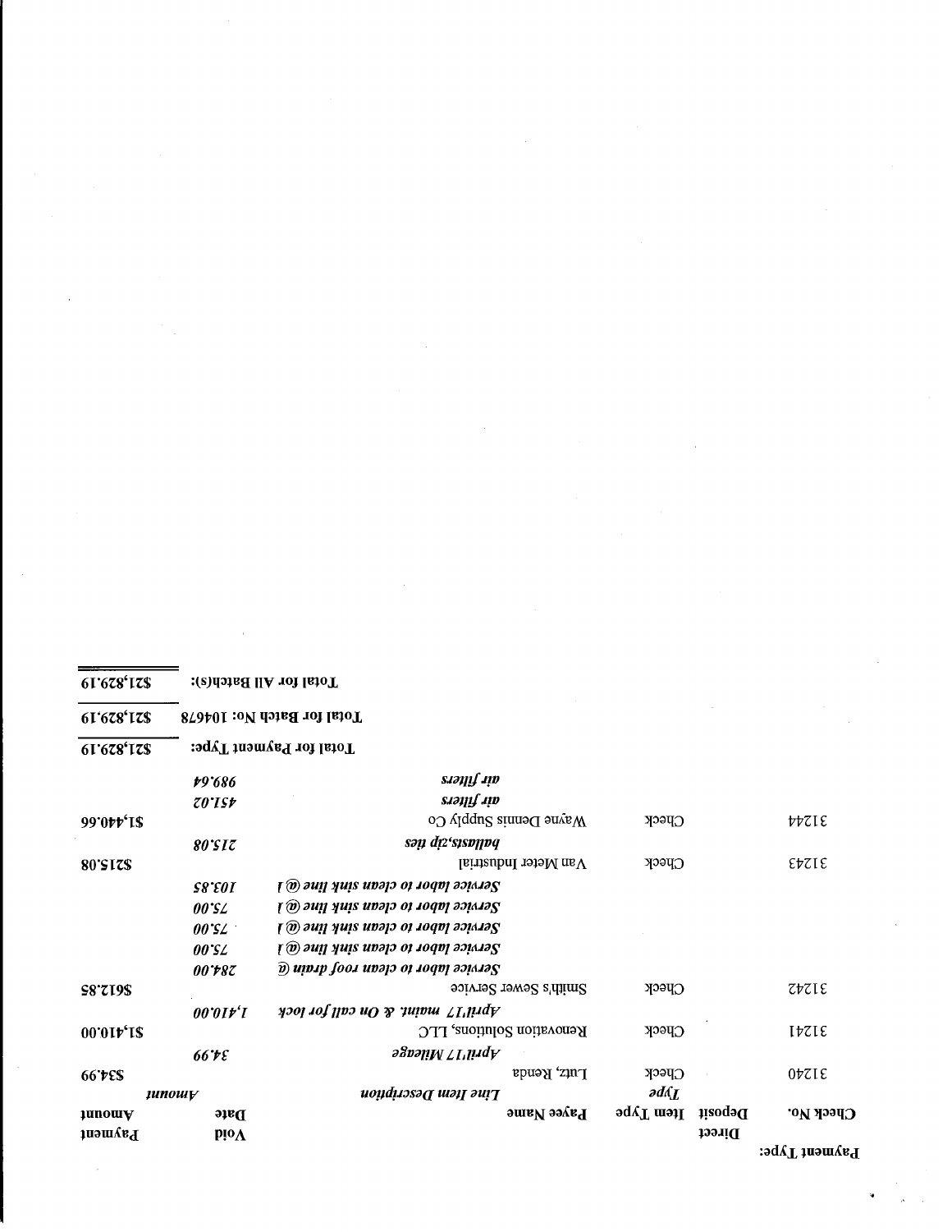Payment Type:

| Check No. | Direct Deposit | Item Type | Payee Name | Void Date | Payment Amount |
|---|---|---|---|---|---|
| | | *Type* | *Line Item Description* | | *Amount* |
| 31240 | | Check | Lutz, Renda | | $34.99 |
| | | | *April17 Milage* | *34.99* | |
| 31241 | | Check | Renovation Solutions, LLC | | $1,410.00 |
| | | | *April17 maint. & On call for lock* | *1,410.00* | |
| 31242 | | Check | Smith's Sewer Service | | $612.85 |
| | | | *Service labor to clean roof drain @* | *284.00* | |
| | | | *Service labor to clean sink line @ 1* | *75.00* | |
| | | | *Service labor to clean sink line @ 1* | *75.00* | |
| | | | *Service labor to clean sink line @ 1* | *75.00* | |
| | | | *Service labor to clean sink line @ 1* | *103.85* | |
| 31243 | | Check | Van Meter Industrial | | $215.08 |
| | | | *ballasts,zip ties* | *215.08* | |
| 31244 | | Check | Wayne Dennis Supply Co | | $1,440.66 |
| | | | *air filters* | *451.02* | |
| | | | *air filters* | *989.64* | |

| | |
|---|---|
| Total for Payment Type: | $21,829.19 |
| Total for Batch No: 104678 | $21,829.19 |
| Total for All Batch(s): | $21,829.19 |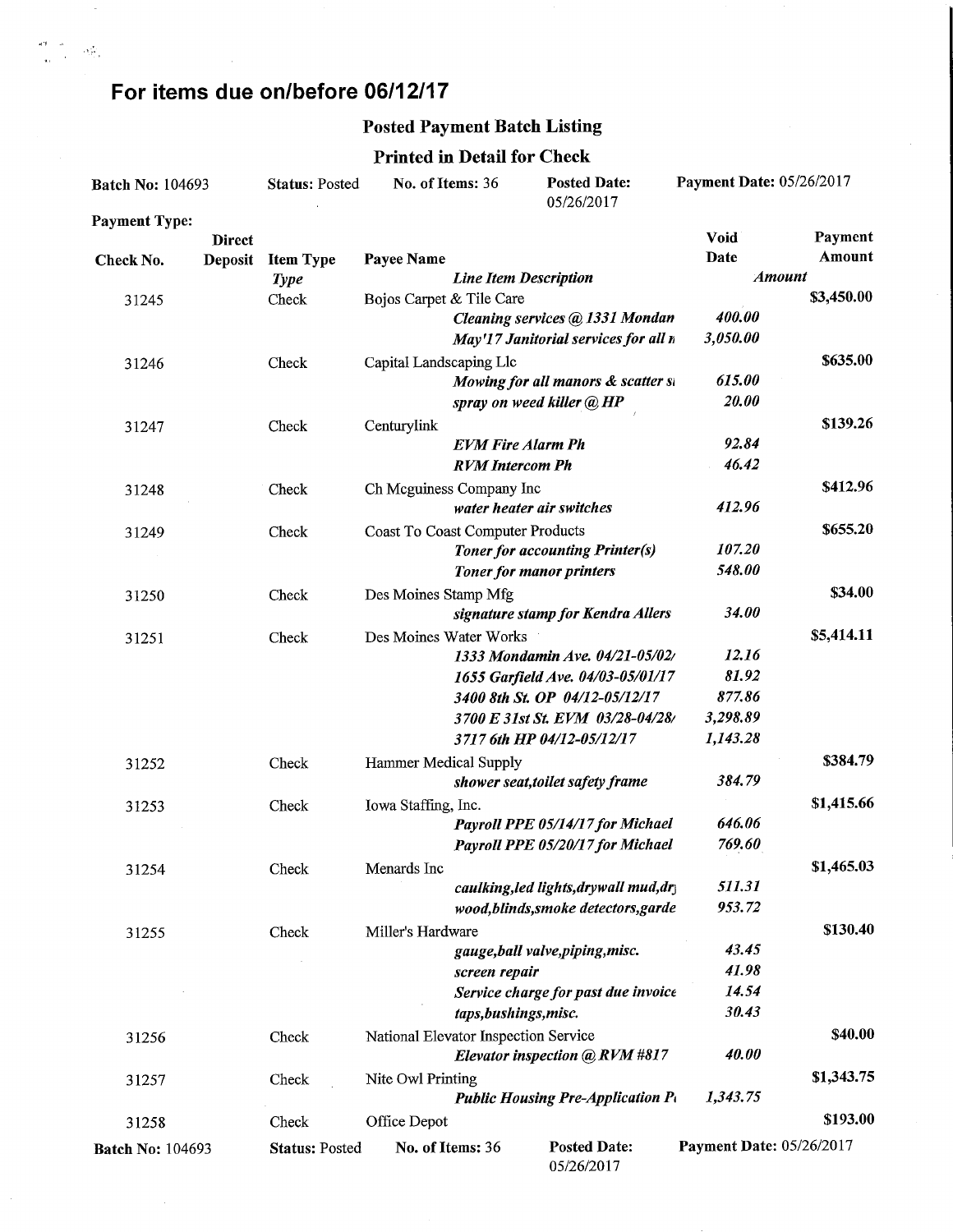## For items due on/before 06/12/17

### Posted Payment Batch Listing

### Printed in Detail for Check

**Batch No:** 104693 | **Status:** Posted | **No. of Items:** 36 | **Posted Date:** 05/26/2017 | **Payment Date:** 05/26/2017

**Payment Type:**

| Check No. | Direct Deposit | Item Type / *Type* | Payee Name / *Line Item Description* | Void Date / *Amount* | Payment Amount |
|---|---|---|---|---|---|
| 31245 | | Check | Bojos Carpet & Tile Care | | $3,450.00 |
| | | | *Cleaning services @ 1331 Mondan* | *400.00* | |
| | | | *May'17 Janitorial services for all n* | *3,050.00* | |
| 31246 | | Check | Capital Landscaping Llc | | $635.00 |
| | | | *Mowing for all manors & scatter si* | *615.00* | |
| | | | *spray on weed killer @ HP* | *20.00* | |
| 31247 | | Check | Centurylink | | $139.26 |
| | | | *EVM Fire Alarm Ph* | *92.84* | |
| | | | *RVM Intercom Ph* | *46.42* | |
| 31248 | | Check | Ch Mcguiness Company Inc | | $412.96 |
| | | | *water heater air switches* | *412.96* | |
| 31249 | | Check | Coast To Coast Computer Products | | $655.20 |
| | | | *Toner for accounting Printer(s)* | *107.20* | |
| | | | *Toner for manor printers* | *548.00* | |
| 31250 | | Check | Des Moines Stamp Mfg | | $34.00 |
| | | | *signature stamp for Kendra Allers* | *34.00* | |
| 31251 | | Check | Des Moines Water Works | | $5,414.11 |
| | | | *1333 Mondamin Ave. 04/21-05/02/* | *12.16* | |
| | | | *1655 Garfield Ave. 04/03-05/01/17* | *81.92* | |
| | | | *3400 8th St. OP 04/12-05/12/17* | *877.86* | |
| | | | *3700 E 31st St. EVM 03/28-04/28/* | *3,298.89* | |
| | | | *3717 6th HP 04/12-05/12/17* | *1,143.28* | |
| 31252 | | Check | Hammer Medical Supply | | $384.79 |
| | | | *shower seat,toilet safety frame* | *384.79* | |
| 31253 | | Check | Iowa Staffing, Inc. | | $1,415.66 |
| | | | *Payroll PPE 05/14/17 for Michael* | *646.06* | |
| | | | *Payroll PPE 05/20/17 for Michael* | *769.60* | |
| 31254 | | Check | Menards Inc | | $1,465.03 |
| | | | *caulking,led lights,drywall mud,dr* | *511.31* | |
| | | | *wood,blinds,smoke detectors,garde* | *953.72* | |
| 31255 | | Check | Miller's Hardware | | $130.40 |
| | | | *gauge,ball valve,piping,misc.* | *43.45* | |
| | | | *screen repair* | *41.98* | |
| | | | *Service charge for past due invoice* | *14.54* | |
| | | | *taps,bushings,misc.* | *30.43* | |
| 31256 | | Check | National Elevator Inspection Service | | $40.00 |
| | | | *Elevator inspection @ RVM #817* | *40.00* | |
| 31257 | | Check | Nite Owl Printing | | $1,343.75 |
| | | | *Public Housing Pre-Application P* | *1,343.75* | |
| 31258 | | Check | Office Depot | | $193.00 |

**Batch No:** 104693 | **Status:** Posted | **No. of Items:** 36 | **Posted Date:** 05/26/2017 | **Payment Date:** 05/26/2017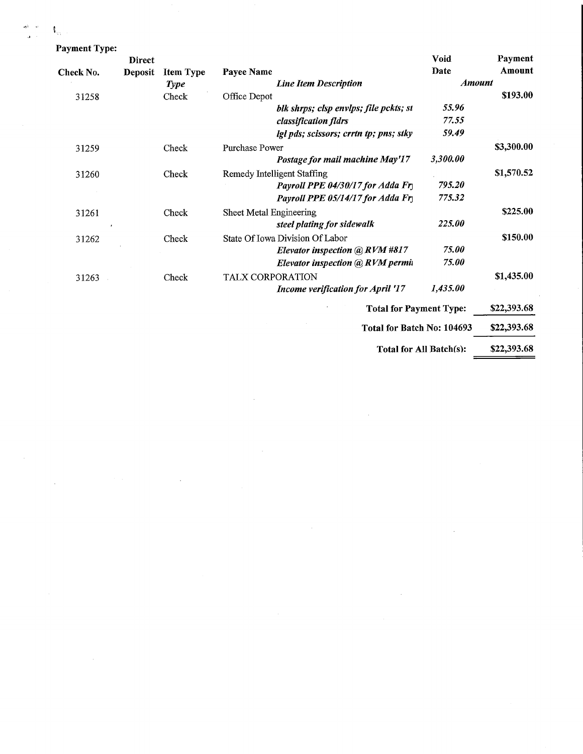**Payment Type:**

| Check No. | Direct Deposit | Item Type | Payee Name | Void Date | Payment Amount |
|---|---|---|---|---|---|
| | | *Type* | *Line Item Description* | *Amount* | |
| 31258 | | Check | Office Depot | | $193.00 |
| | | | *blk shrps; clsp envlps; file pckts; st* | *55.96* | |
| | | | *classification fldrs* | *77.55* | |
| | | | *lgl pds; scissors; crrtn tp; pns; stky* | *59.49* | |
| 31259 | | Check | Purchase Power | | $3,300.00 |
| | | | *Postage for mail machine May'17* | *3,300.00* | |
| 31260 | | Check | Remedy Intelligent Staffing | | $1,570.52 |
| | | | *Payroll PPE 04/30/17 for Adda Fr* | *795.20* | |
| | | | *Payroll PPE 05/14/17 for Adda Fr* | *775.32* | |
| 31261 | | Check | Sheet Metal Engineering | | $225.00 |
| | | | *steel plating for sidewalk* | *225.00* | |
| 31262 | | Check | State Of Iowa Division Of Labor | | $150.00 |
| | | | *Elevator inspection @ RVM #817* | *75.00* | |
| | | | *Elevator inspection @ RVM permi* | *75.00* | |
| 31263 | | Check | TALX CORPORATION | | $1,435.00 |
| | | | *Income verification for April '17* | *1,435.00* | |

| | |
|---|---|
| **Total for Payment Type:** | **$22,393.68** |
| **Total for Batch No: 104693** | **$22,393.68** |
| **Total for All Batch(s):** | **$22,393.68** |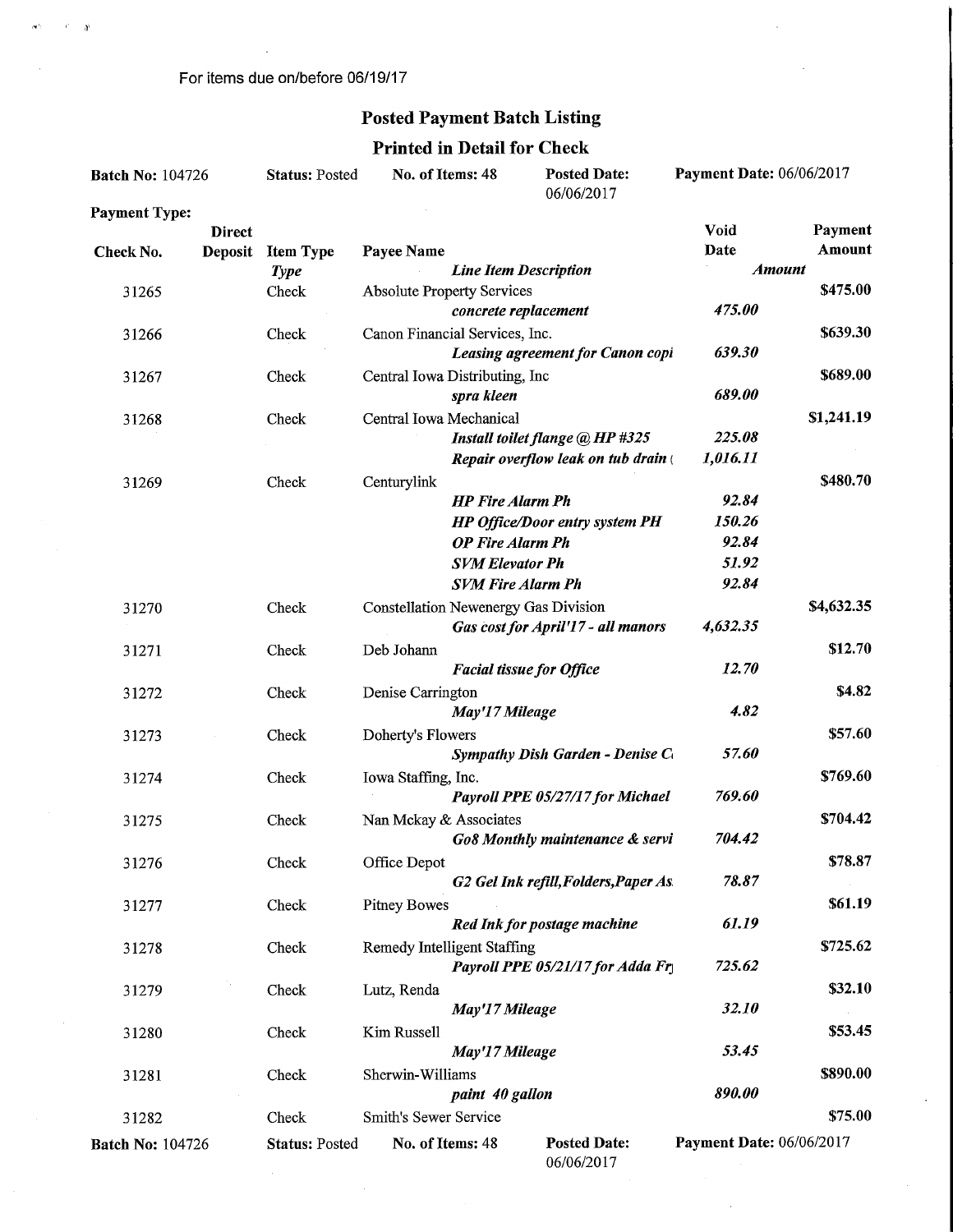For items due on/before 06/19/17

## Posted Payment Batch Listing

### Printed in Detail for Check

**Batch No:** 104726 | **Status:** Posted | **No. of Items:** 48 | **Posted Date:** 06/06/2017 | **Payment Date:** 06/06/2017

**Payment Type:**

| Check No. | Direct Deposit | Item Type / *Type* | Payee Name / *Line Item Description* | Void Date / *Amount* | Payment Amount |
|---|---|---|---|---|---|
| 31265 | | Check | Absolute Property Services | | $475.00 |
| | | | *concrete replacement* | *475.00* | |
| 31266 | | Check | Canon Financial Services, Inc. | | $639.30 |
| | | | *Leasing agreement for Canon copi* | *639.30* | |
| 31267 | | Check | Central Iowa Distributing, Inc | | $689.00 |
| | | | *spra kleen* | *689.00* | |
| 31268 | | Check | Central Iowa Mechanical | | $1,241.19 |
| | | | *Install toilet flange @ HP #325* | *225.08* | |
| | | | *Repair overflow leak on tub drain (* | *1,016.11* | |
| 31269 | | Check | Centurylink | | $480.70 |
| | | | *HP Fire Alarm Ph* | *92.84* | |
| | | | *HP Office/Door entry system PH* | *150.26* | |
| | | | *OP Fire Alarm Ph* | *92.84* | |
| | | | *SVM Elevator Ph* | *51.92* | |
| | | | *SVM Fire Alarm Ph* | *92.84* | |
| 31270 | | Check | Constellation Newenergy Gas Division | | $4,632.35 |
| | | | *Gas cost for April'17 - all manors* | *4,632.35* | |
| 31271 | | Check | Deb Johann | | $12.70 |
| | | | *Facial tissue for Office* | *12.70* | |
| 31272 | | Check | Denise Carrington | | $4.82 |
| | | | *May'17 Mileage* | *4.82* | |
| 31273 | | Check | Doherty's Flowers | | $57.60 |
| | | | *Sympathy Dish Garden - Denise C* | *57.60* | |
| 31274 | | Check | Iowa Staffing, Inc. | | $769.60 |
| | | | *Payroll PPE 05/27/17 for Michael* | *769.60* | |
| 31275 | | Check | Nan Mckay & Associates | | $704.42 |
| | | | *Go8 Monthly maintenance & servi* | *704.42* | |
| 31276 | | Check | Office Depot | | $78.87 |
| | | | *G2 Gel Ink refill,Folders,Paper As* | *78.87* | |
| 31277 | | Check | Pitney Bowes | | $61.19 |
| | | | *Red Ink for postage machine* | *61.19* | |
| 31278 | | Check | Remedy Intelligent Staffing | | $725.62 |
| | | | *Payroll PPE 05/21/17 for Adda Fr* | *725.62* | |
| 31279 | | Check | Lutz, Renda | | $32.10 |
| | | | *May'17 Mileage* | *32.10* | |
| 31280 | | Check | Kim Russell | | $53.45 |
| | | | *May'17 Mileage* | *53.45* | |
| 31281 | | Check | Sherwin-Williams | | $890.00 |
| | | | *paint 40 gallon* | *890.00* | |
| 31282 | | Check | Smith's Sewer Service | | $75.00 |

**Batch No:** 104726 | **Status:** Posted | **No. of Items:** 48 | **Posted Date:** 06/06/2017 | **Payment Date:** 06/06/2017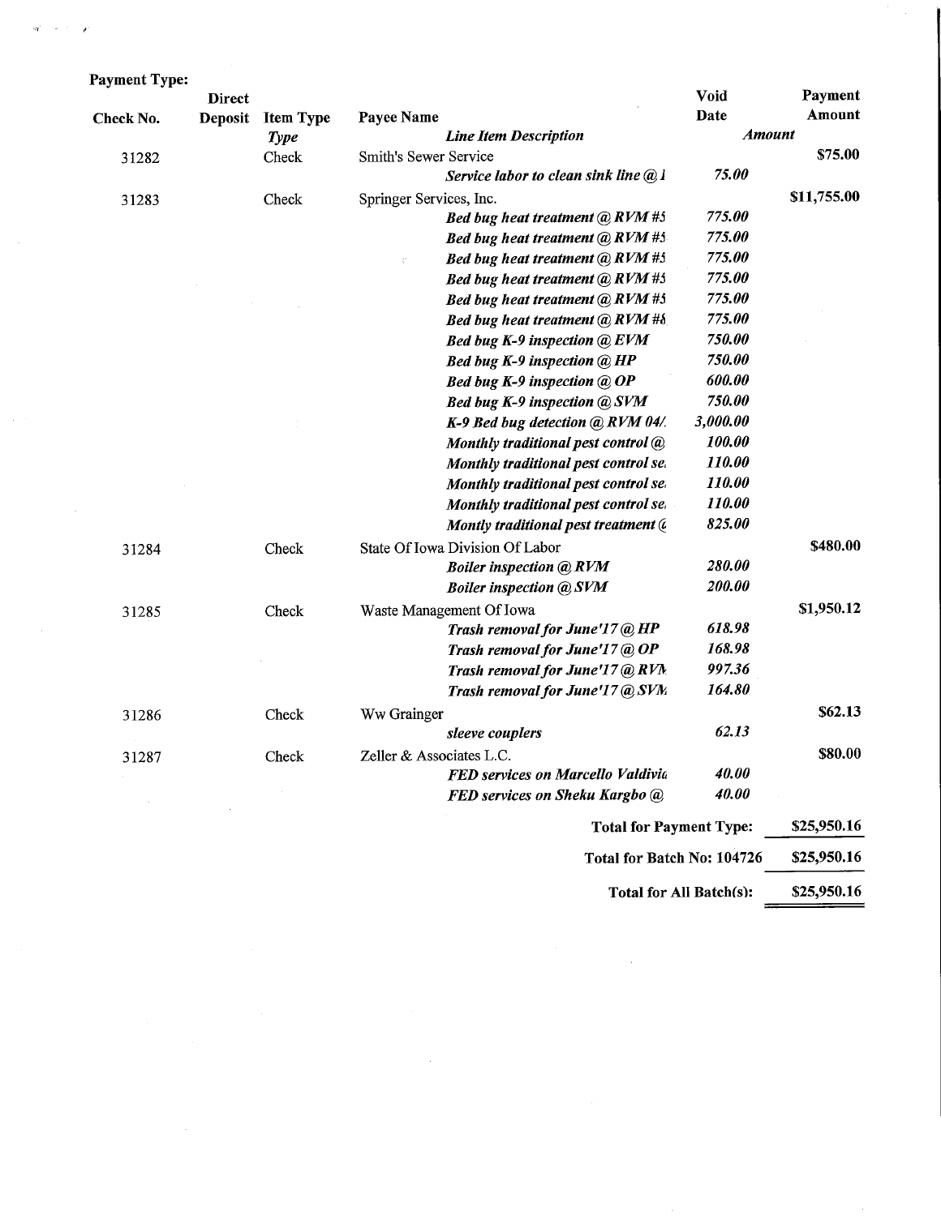**Payment Type:**

| Check No. | Direct Deposit | Item Type | Payee Name | Void Date | Payment Amount |
|---|---|---|---|---|---|
| | | *Type* | ***Line Item Description*** | ***Amount*** | |
| 31282 | | Check | Smith's Sewer Service | | $75.00 |
| | | | ***Service labor to clean sink line @ 1*** | ***75.00*** | |
| 31283 | | Check | Springer Services, Inc. | | $11,755.00 |
| | | | ***Bed bug heat treatment @ RVM #5*** | ***775.00*** | |
| | | | ***Bed bug heat treatment @ RVM #5*** | ***775.00*** | |
| | | | ***Bed bug heat treatment @ RVM #5*** | ***775.00*** | |
| | | | ***Bed bug heat treatment @ RVM #5*** | ***775.00*** | |
| | | | ***Bed bug heat treatment @ RVM #5*** | ***775.00*** | |
| | | | ***Bed bug heat treatment @ RVM #8*** | ***775.00*** | |
| | | | ***Bed bug K-9 inspection @ EVM*** | ***750.00*** | |
| | | | ***Bed bug K-9 inspection @ HP*** | ***750.00*** | |
| | | | ***Bed bug K-9 inspection @ OP*** | ***600.00*** | |
| | | | ***Bed bug K-9 inspection @ SVM*** | ***750.00*** | |
| | | | ***K-9 Bed bug detection @ RVM 04/.*** | ***3,000.00*** | |
| | | | ***Monthly traditional pest control @*** | ***100.00*** | |
| | | | ***Monthly traditional pest control se.*** | ***110.00*** | |
| | | | ***Monthly traditional pest control se.*** | ***110.00*** | |
| | | | ***Monthly traditional pest control se.*** | ***110.00*** | |
| | | | ***Montly traditional pest treatment @*** | ***825.00*** | |
| 31284 | | Check | State Of Iowa Division Of Labor | | $480.00 |
| | | | ***Boiler inspection @ RVM*** | ***280.00*** | |
| | | | ***Boiler inspection @ SVM*** | ***200.00*** | |
| 31285 | | Check | Waste Management Of Iowa | | $1,950.12 |
| | | | ***Trash removal for June'17 @ HP*** | ***618.98*** | |
| | | | ***Trash removal for June'17 @ OP*** | ***168.98*** | |
| | | | ***Trash removal for June'17 @ RVM*** | ***997.36*** | |
| | | | ***Trash removal for June'17 @ SVM*** | ***164.80*** | |
| 31286 | | Check | Ww Grainger | | $62.13 |
| | | | ***sleeve couplers*** | ***62.13*** | |
| 31287 | | Check | Zeller & Associates L.C. | | $80.00 |
| | | | ***FED services on Marcello Valdivia*** | ***40.00*** | |
| | | | ***FED services on Sheku Kargbo @*** | ***40.00*** | |

| | |
|---|---|
| **Total for Payment Type:** | **$25,950.16** |
| **Total for Batch No: 104726** | **$25,950.16** |
| **Total for All Batch(s):** | **$25,950.16** |